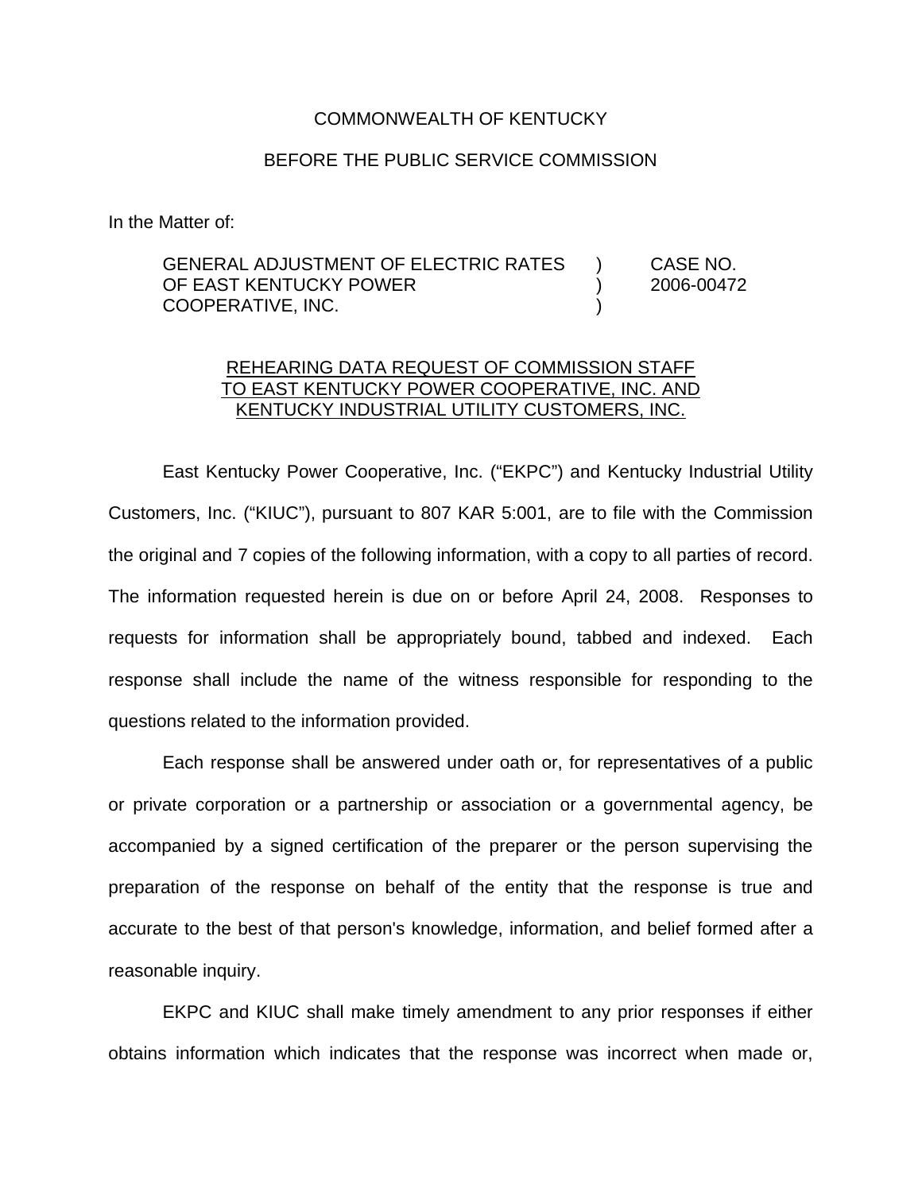COMMONWEALTH OF KENTUCKY

BEFORE THE PUBLIC SERVICE COMMISSION

In the Matter of:

| | | |
|---|---|---|
| GENERAL ADJUSTMENT OF ELECTRIC RATES OF EAST KENTUCKY POWER COOPERATIVE, INC. | ) ) ) | CASE NO. 2006-00472 |

<u>REHEARING DATA REQUEST OF COMMISSION STAFF TO EAST KENTUCKY POWER COOPERATIVE, INC. AND KENTUCKY INDUSTRIAL UTILITY CUSTOMERS, INC.</u>

East Kentucky Power Cooperative, Inc. ("EKPC") and Kentucky Industrial Utility Customers, Inc. ("KIUC"), pursuant to 807 KAR 5:001, are to file with the Commission the original and 7 copies of the following information, with a copy to all parties of record. The information requested herein is due on or before April 24, 2008. Responses to requests for information shall be appropriately bound, tabbed and indexed. Each response shall include the name of the witness responsible for responding to the questions related to the information provided.

Each response shall be answered under oath or, for representatives of a public or private corporation or a partnership or association or a governmental agency, be accompanied by a signed certification of the preparer or the person supervising the preparation of the response on behalf of the entity that the response is true and accurate to the best of that person's knowledge, information, and belief formed after a reasonable inquiry.

EKPC and KIUC shall make timely amendment to any prior responses if either obtains information which indicates that the response was incorrect when made or,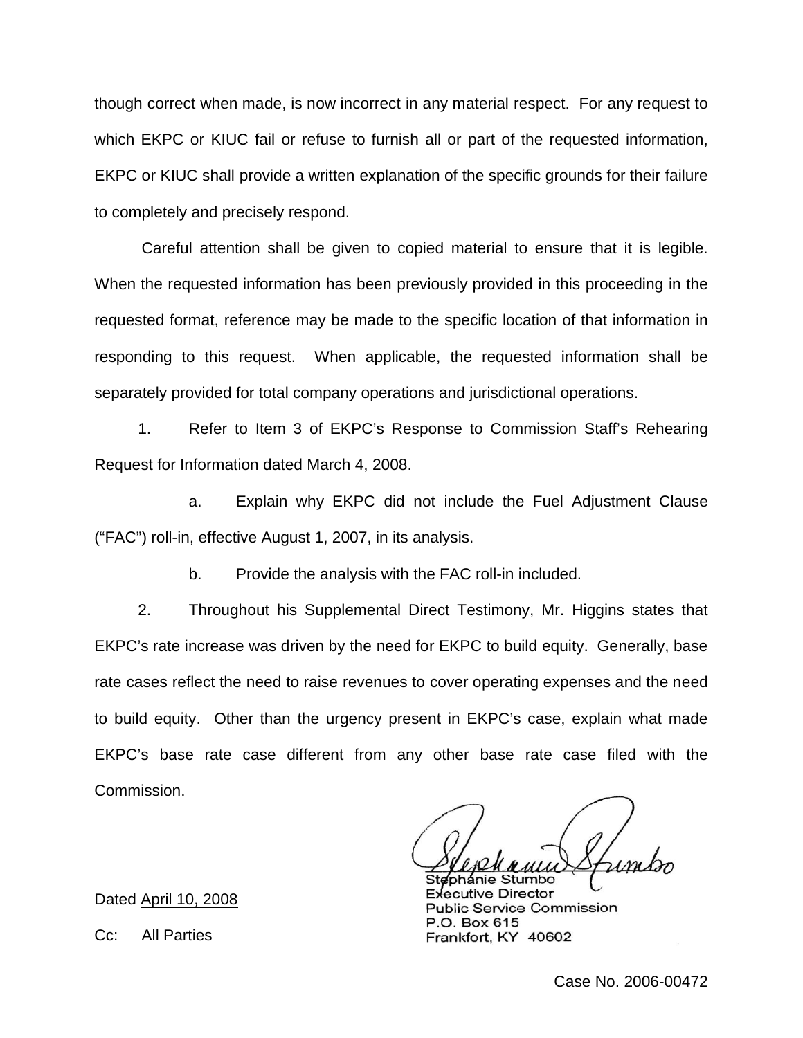though correct when made, is now incorrect in any material respect. For any request to which EKPC or KIUC fail or refuse to furnish all or part of the requested information, EKPC or KIUC shall provide a written explanation of the specific grounds for their failure to completely and precisely respond.

Careful attention shall be given to copied material to ensure that it is legible. When the requested information has been previously provided in this proceeding in the requested format, reference may be made to the specific location of that information in responding to this request. When applicable, the requested information shall be separately provided for total company operations and jurisdictional operations.

1. Refer to Item 3 of EKPC's Response to Commission Staff's Rehearing Request for Information dated March 4, 2008.

   a. Explain why EKPC did not include the Fuel Adjustment Clause ("FAC") roll-in, effective August 1, 2007, in its analysis.

   b. Provide the analysis with the FAC roll-in included.

2. Throughout his Supplemental Direct Testimony, Mr. Higgins states that EKPC's rate increase was driven by the need for EKPC to build equity. Generally, base rate cases reflect the need to raise revenues to cover operating expenses and the need to build equity. Other than the urgency present in EKPC's case, explain what made EKPC's base rate case different from any other base rate case filed with the Commission.

Stephanie Stumbo
Executive Director
Public Service Commission
P.O. Box 615
Frankfort, KY 40602

Dated April 10, 2008

Cc: All Parties

Case No. 2006-00472